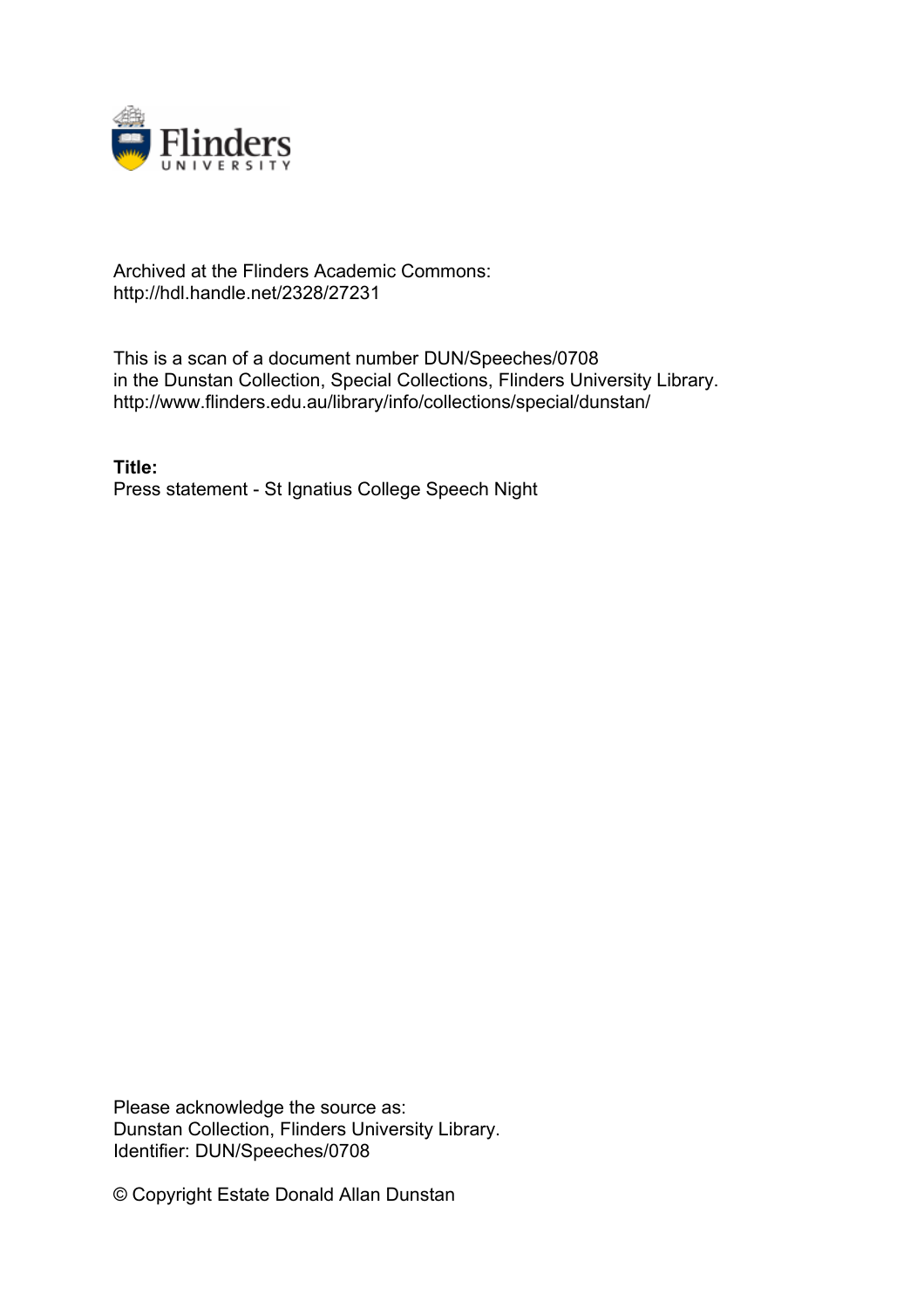Archived at the Flinders Academic Commons:
http://hdl.handle.net/2328/27231

This is a scan of a document number DUN/Speeches/0708
in the Dunstan Collection, Special Collections, Flinders University Library.
http://www.flinders.edu.au/library/info/collections/special/dunstan/

**Title:**
Press statement - St Ignatius College Speech Night

Please acknowledge the source as:
Dunstan Collection, Flinders University Library.
Identifier: DUN/Speeches/0708

© Copyright Estate Donald Allan Dunstan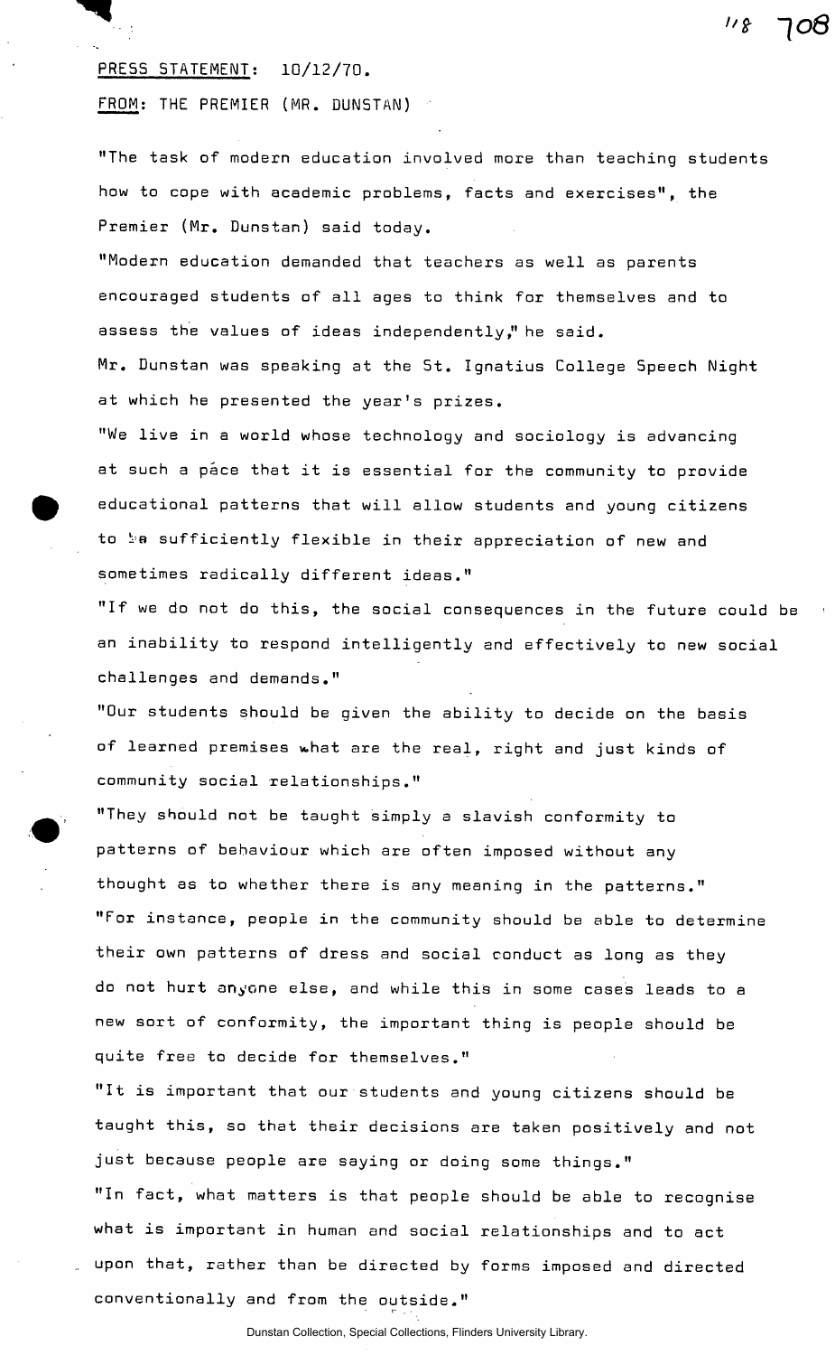PRESS STATEMENT: 10/12/70.

FROM: THE PREMIER (MR. DUNSTAN)

"The task of modern education involved more than teaching students how to cope with academic problems, facts and exercises", the Premier (Mr. Dunstan) said today.

"Modern education demanded that teachers as well as parents encouraged students of all ages to think for themselves and to assess the values of ideas independently," he said.

Mr. Dunstan was speaking at the St. Ignatius College Speech Night at which he presented the year's prizes.

"We live in a world whose technology and sociology is advancing at such a pace that it is essential for the community to provide educational patterns that will allow students and young citizens to be sufficiently flexible in their appreciation of new and sometimes radically different ideas."

"If we do not do this, the social consequences in the future could be an inability to respond intelligently and effectively to new social challenges and demands."

"Our students should be given the ability to decide on the basis of learned premises what are the real, right and just kinds of community social relationships."

"They should not be taught simply a slavish conformity to patterns of behaviour which are often imposed without any thought as to whether there is any meaning in the patterns."

"For instance, people in the community should be able to determine their own patterns of dress and social conduct as long as they do not hurt anyone else, and while this in some cases leads to a new sort of conformity, the important thing is people should be quite free to decide for themselves."

"It is important that our students and young citizens should be taught this, so that their decisions are taken positively and not just because people are saying or doing some things."

"In fact, what matters is that people should be able to recognise what is important in human and social relationships and to act upon that, rather than be directed by forms imposed and directed conventionally and from the outside."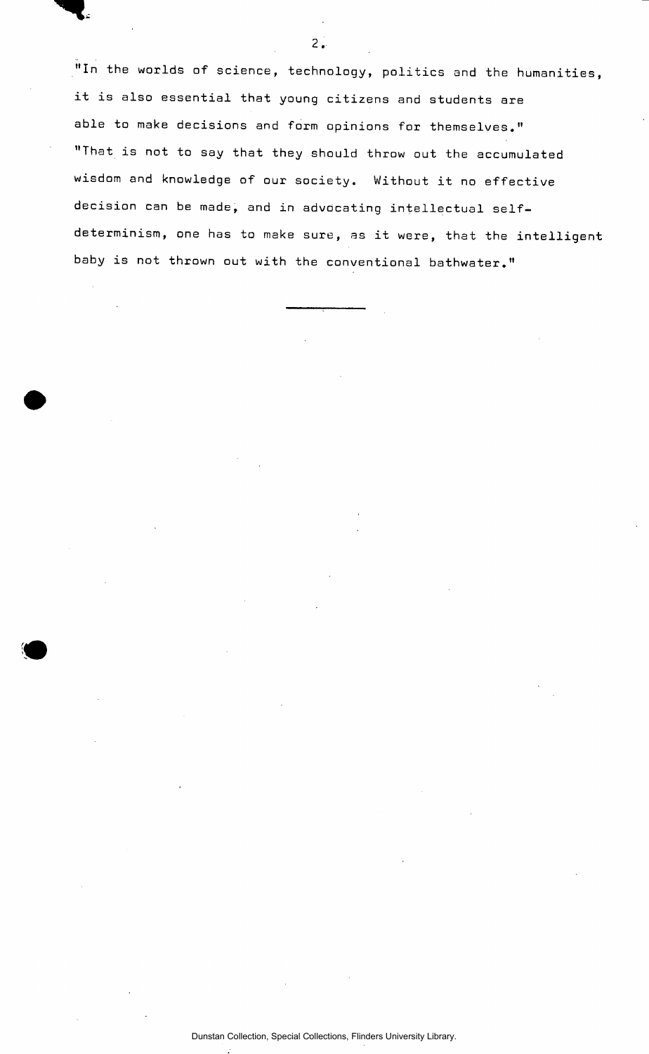"In the worlds of science, technology, politics and the humanities, it is also essential that young citizens and students are able to make decisions and form opinions for themselves."

"That is not to say that they should throw out the accumulated wisdom and knowledge of our society. Without it no effective decision can be made, and in advocating intellectual self-determinism, one has to make sure, as it were, that the intelligent baby is not thrown out with the conventional bathwater."

---

Dunstan Collection, Special Collections, Flinders University Library.